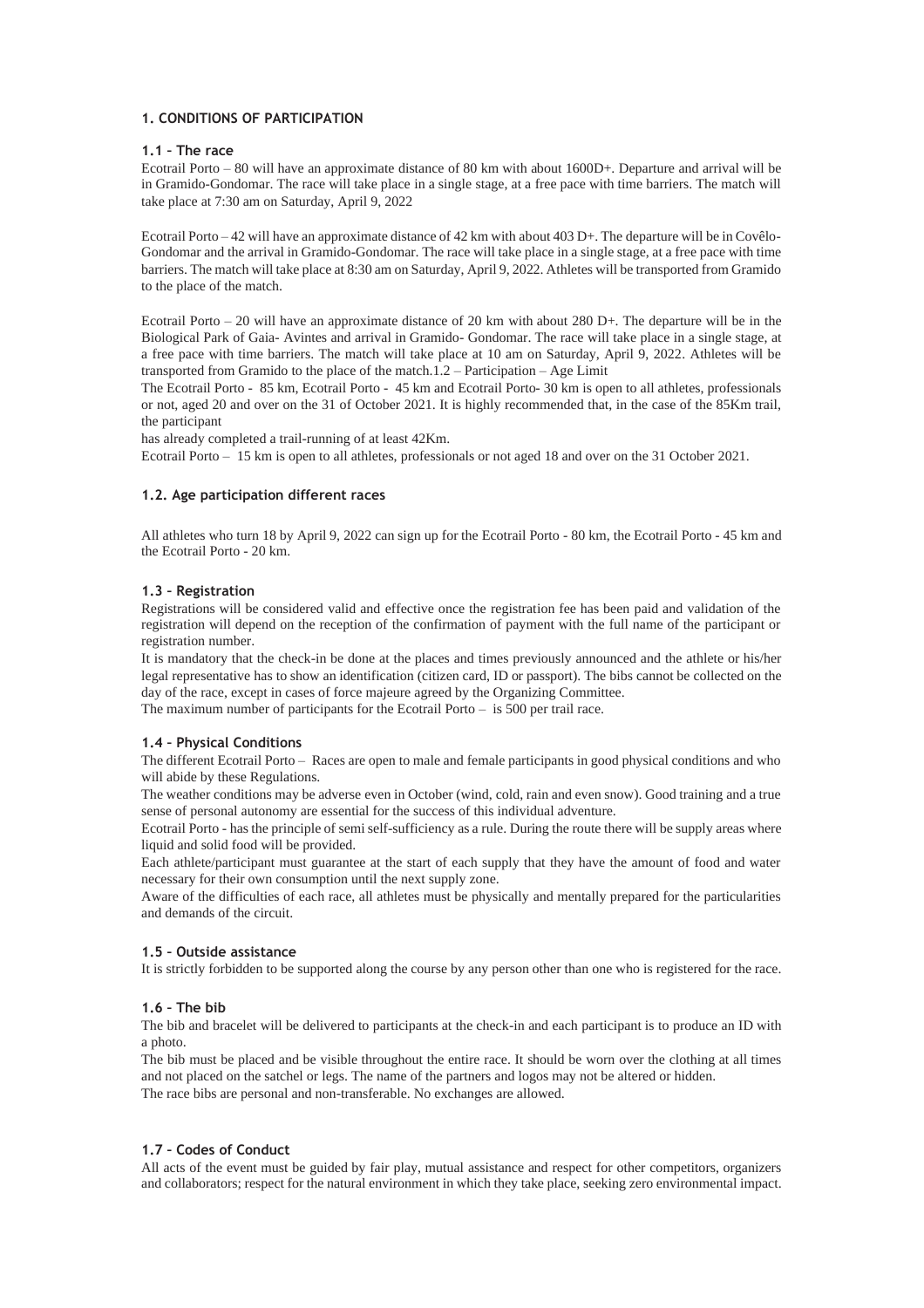### 1. CONDITIONS OF PARTICIPATION

#### 1.1 – The race

Ecotrail Porto – 80 will have an approximate distance of 80 km with about 1600D+. Departure and arrival will be in Gramido-Gondomar. The race will take place in a single stage, at a free pace with time barriers. The match will take place at 7:30 am on Saturday, April 9, 2022

Ecotrail Porto – 42 will have an approximate distance of 42 km with about 403 D+. The departure will be in Covêlo-Gondomar and the arrival in Gramido-Gondomar. The race will take place in a single stage, at a free pace with time barriers. The match will take place at 8:30 am on Saturday, April 9, 2022. Athletes will be transported from Gramido to the place of the match.

Ecotrail Porto – 20 will have an approximate distance of 20 km with about 280 D+. The departure will be in the Biological Park of Gaia- Avintes and arrival in Gramido- Gondomar. The race will take place in a single stage, at a free pace with time barriers. The match will take place at 10 am on Saturday, April 9, 2022. Athletes will be transported from Gramido to the place of the match.1.2 – Participation – Age Limit

The Ecotrail Porto - 85 km, Ecotrail Porto - 45 km and Ecotrail Porto- 30 km is open to all athletes, professionals or not, aged 20 and over on the 31 of October 2021. It is highly recommended that, in the case of the 85Km trail, the participant

has already completed a trail-running of at least 42Km.

Ecotrail Porto – 15 km is open to all athletes, professionals or not aged 18 and over on the 31 October 2021.

#### 1.2. Age participation different races

All athletes who turn 18 by April 9, 2022 can sign up for the Ecotrail Porto - 80 km, the Ecotrail Porto - 45 km and the Ecotrail Porto - 20 km.

#### 1.3 – Registration

Registrations will be considered valid and effective once the registration fee has been paid and validation of the registration will depend on the reception of the confirmation of payment with the full name of the participant or registration number.

It is mandatory that the check-in be done at the places and times previously announced and the athlete or his/her legal representative has to show an identification (citizen card, ID or passport). The bibs cannot be collected on the day of the race, except in cases of force majeure agreed by the Organizing Committee.

The maximum number of participants for the Ecotrail Porto – is 500 per trail race.

#### 1.4 – Physical Conditions

The different Ecotrail Porto – Races are open to male and female participants in good physical conditions and who will abide by these Regulations.

The weather conditions may be adverse even in October (wind, cold, rain and even snow). Good training and a true sense of personal autonomy are essential for the success of this individual adventure.

Ecotrail Porto - has the principle of semi self-sufficiency as a rule. During the route there will be supply areas where liquid and solid food will be provided.

Each athlete/participant must guarantee at the start of each supply that they have the amount of food and water necessary for their own consumption until the next supply zone.

Aware of the difficulties of each race, all athletes must be physically and mentally prepared for the particularities and demands of the circuit.

#### 1.5 – Outside assistance

It is strictly forbidden to be supported along the course by any person other than one who is registered for the race.

#### 1.6 – The bib

The bib and bracelet will be delivered to participants at the check-in and each participant is to produce an ID with a photo.

The bib must be placed and be visible throughout the entire race. It should be worn over the clothing at all times and not placed on the satchel or legs. The name of the partners and logos may not be altered or hidden.

The race bibs are personal and non-transferable. No exchanges are allowed.

#### 1.7 – Codes of Conduct

All acts of the event must be guided by fair play, mutual assistance and respect for other competitors, organizers and collaborators; respect for the natural environment in which they take place, seeking zero environmental impact.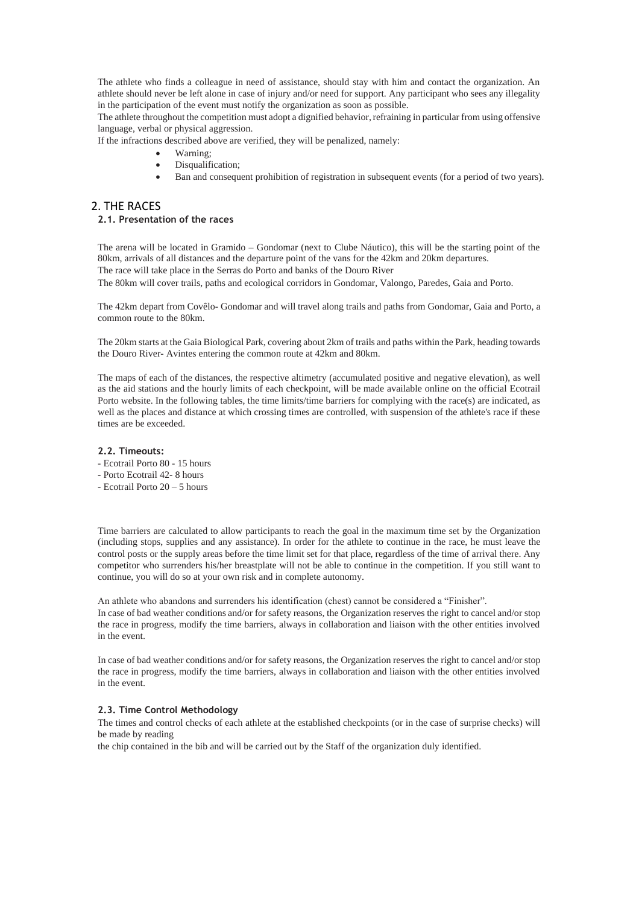The athlete who finds a colleague in need of assistance, should stay with him and contact the organization. An athlete should never be left alone in case of injury and/or need for support. Any participant who sees any illegality in the participation of the event must notify the organization as soon as possible.

The athlete throughout the competition must adopt a dignified behavior, refraining in particular from using offensive language, verbal or physical aggression.

If the infractions described above are verified, they will be penalized, namely:

- Warning;
- Disqualification;
- Ban and consequent prohibition of registration in subsequent events (for a period of two years).

## 2. THE RACES

### 2.1. Presentation of the races

The arena will be located in Gramido – Gondomar (next to Clube Náutico), this will be the starting point of the 80km, arrivals of all distances and the departure point of the vans for the 42km and 20km departures.

The race will take place in the Serras do Porto and banks of the Douro River

The 80km will cover trails, paths and ecological corridors in Gondomar, Valongo, Paredes, Gaia and Porto.

The 42km depart from Covêlo- Gondomar and will travel along trails and paths from Gondomar, Gaia and Porto, a common route to the 80km.

The 20km starts at the Gaia Biological Park, covering about 2km of trails and paths within the Park, heading towards the Douro River- Avintes entering the common route at 42km and 80km.

The maps of each of the distances, the respective altimetry (accumulated positive and negative elevation), as well as the aid stations and the hourly limits of each checkpoint, will be made available online on the official Ecotrail Porto website. In the following tables, the time limits/time barriers for complying with the race(s) are indicated, as well as the places and distance at which crossing times are controlled, with suspension of the athlete's race if these times are be exceeded.

### 2.2. Timeouts:

- Ecotrail Porto 80 - 15 hours
- Porto Ecotrail 42- 8 hours
- Ecotrail Porto 20 – 5 hours

Time barriers are calculated to allow participants to reach the goal in the maximum time set by the Organization (including stops, supplies and any assistance). In order for the athlete to continue in the race, he must leave the control posts or the supply areas before the time limit set for that place, regardless of the time of arrival there. Any competitor who surrenders his/her breastplate will not be able to continue in the competition. If you still want to continue, you will do so at your own risk and in complete autonomy.

An athlete who abandons and surrenders his identification (chest) cannot be considered a "Finisher".

In case of bad weather conditions and/or for safety reasons, the Organization reserves the right to cancel and/or stop the race in progress, modify the time barriers, always in collaboration and liaison with the other entities involved in the event.

In case of bad weather conditions and/or for safety reasons, the Organization reserves the right to cancel and/or stop the race in progress, modify the time barriers, always in collaboration and liaison with the other entities involved in the event.

### 2.3. Time Control Methodology

The times and control checks of each athlete at the established checkpoints (or in the case of surprise checks) will be made by reading

the chip contained in the bib and will be carried out by the Staff of the organization duly identified.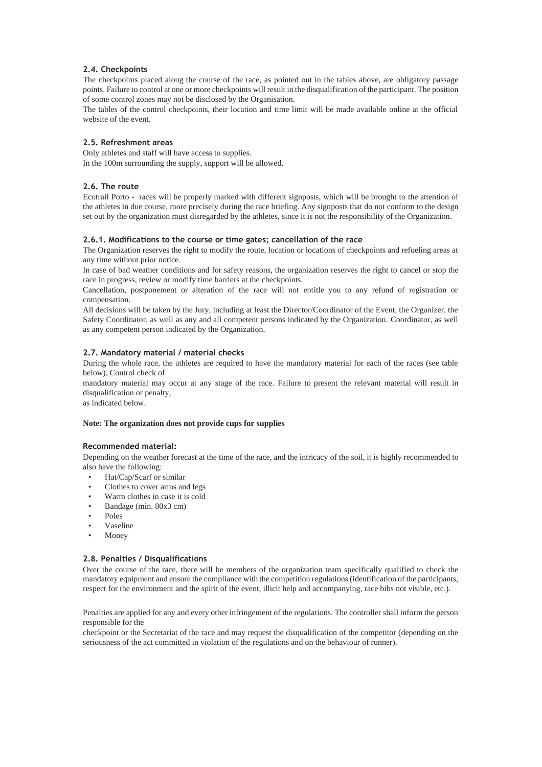### 2.4. Checkpoints

The checkpoints placed along the course of the race, as pointed out in the tables above, are obligatory passage points. Failure to control at one or more checkpoints will result in the disqualification of the participant. The position of some control zones may not be disclosed by the Organisation.

The tables of the control checkpoints, their location and time limit will be made available online at the official website of the event.

### 2.5. Refreshment areas

Only athletes and staff will have access to supplies.

In the 100m surrounding the supply, support will be allowed.

### 2.6. The route

Ecotrail Porto - races will be properly marked with different signposts, which will be brought to the attention of the athletes in due course, more precisely during the race briefing. Any signposts that do not conform to the design set out by the organization must disregarded by the athletes, since it is not the responsibility of the Organization.

#### 2.6.1. Modifications to the course or time gates; cancellation of the race

The Organization reserves the right to modify the route, location or locations of checkpoints and refueling areas at any time without prior notice.

In case of bad weather conditions and for safety reasons, the organization reserves the right to cancel or stop the race in progress, review or modify time barriers at the checkpoints.

Cancellation, postponement or alteration of the race will not entitle you to any refund of registration or compensation.

All decisions will be taken by the Jury, including at least the Director/Coordinator of the Event, the Organizer, the Safety Coordinator, as well as any and all competent persons indicated by the Organization. Coordinator, as well as any competent person indicated by the Organization.

### 2.7. Mandatory material / material checks

During the whole race, the athletes are required to have the mandatory material for each of the races (see table below). Control check of

mandatory material may occur at any stage of the race. Failure to present the relevant material will result in disqualification or penalty,

as indicated below.

**Note: The organization does not provide cups for supplies**

#### Recommended material:

Depending on the weather forecast at the time of the race, and the intricacy of the soil, it is highly recommended to also have the following:

- Hat/Cap/Scarf or similar
- Clothes to cover arms and legs
- Warm clothes in case it is cold
- Bandage (min. 80x3 cm)
- Poles
- Vaseline
- Money

### 2.8. Penalties / Disqualifications

Over the course of the race, there will be members of the organization team specifically qualified to check the mandatory equipment and ensure the compliance with the competition regulations (identification of the participants, respect for the environment and the spirit of the event, illicit help and accompanying, race bibs not visible, etc.).

Penalties are applied for any and every other infringement of the regulations. The controller shall inform the person responsible for the

checkpoint or the Secretariat of the race and may request the disqualification of the competitor (depending on the seriousness of the act committed in violation of the regulations and on the behaviour of runner).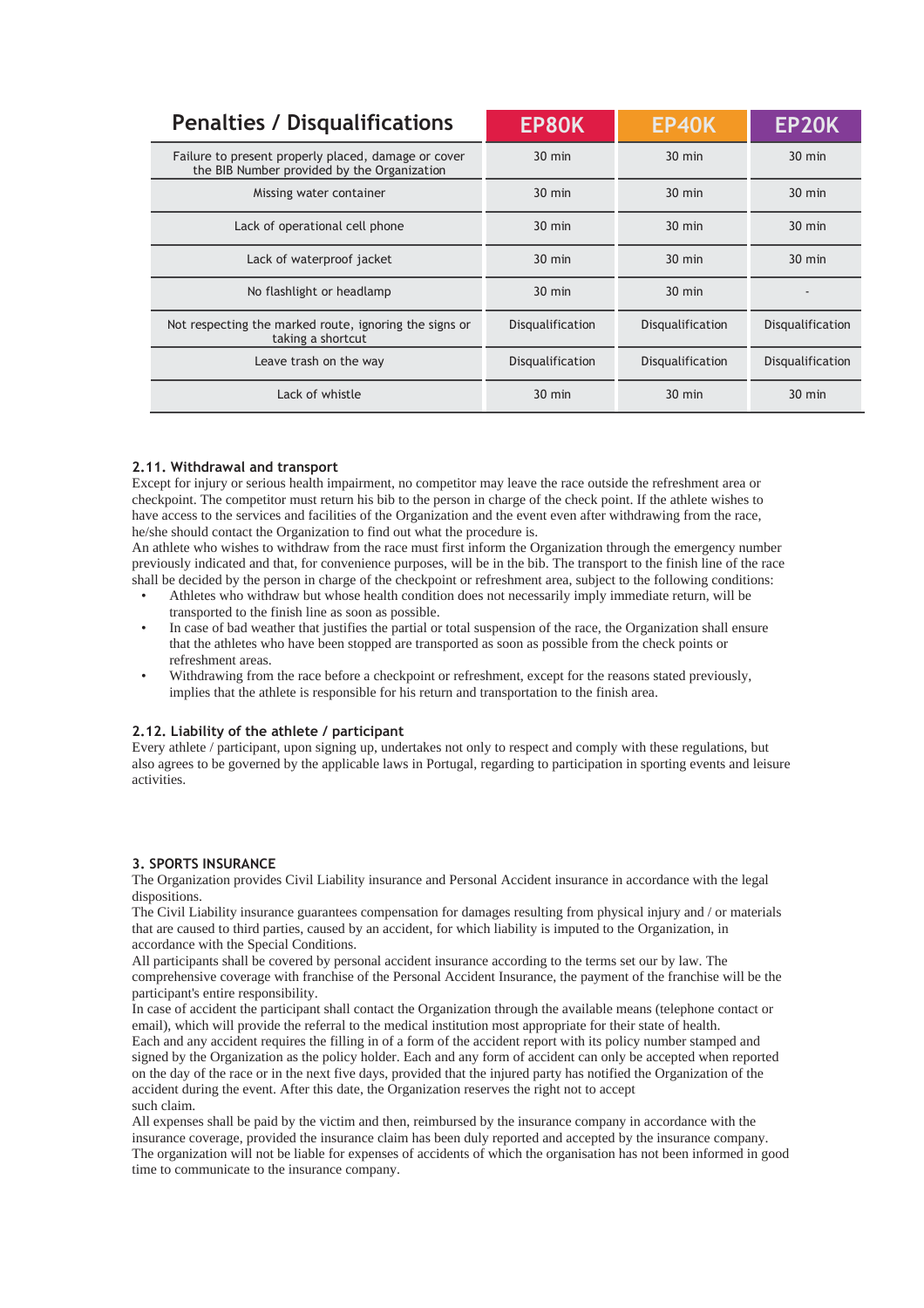| Penalties / Disqualifications | EP80K | EP40K | EP20K |
|---|---|---|---|
| Failure to present properly placed, damage or cover the BIB Number provided by the Organization | 30 min | 30 min | 30 min |
| Missing water container | 30 min | 30 min | 30 min |
| Lack of operational cell phone | 30 min | 30 min | 30 min |
| Lack of waterproof jacket | 30 min | 30 min | 30 min |
| No flashlight or headlamp | 30 min | 30 min | - |
| Not respecting the marked route, ignoring the signs or taking a shortcut | Disqualification | Disqualification | Disqualification |
| Leave trash on the way | Disqualification | Disqualification | Disqualification |
| Lack of whistle | 30 min | 30 min | 30 min |

### 2.11. Withdrawal and transport

Except for injury or serious health impairment, no competitor may leave the race outside the refreshment area or checkpoint. The competitor must return his bib to the person in charge of the check point. If the athlete wishes to have access to the services and facilities of the Organization and the event even after withdrawing from the race, he/she should contact the Organization to find out what the procedure is.

An athlete who wishes to withdraw from the race must first inform the Organization through the emergency number previously indicated and that, for convenience purposes, will be in the bib. The transport to the finish line of the race shall be decided by the person in charge of the checkpoint or refreshment area, subject to the following conditions:

- Athletes who withdraw but whose health condition does not necessarily imply immediate return, will be transported to the finish line as soon as possible.
- In case of bad weather that justifies the partial or total suspension of the race, the Organization shall ensure that the athletes who have been stopped are transported as soon as possible from the check points or refreshment areas.
- Withdrawing from the race before a checkpoint or refreshment, except for the reasons stated previously, implies that the athlete is responsible for his return and transportation to the finish area.

### 2.12. Liability of the athlete / participant

Every athlete / participant, upon signing up, undertakes not only to respect and comply with these regulations, but also agrees to be governed by the applicable laws in Portugal, regarding to participation in sporting events and leisure activities.

## 3. SPORTS INSURANCE

The Organization provides Civil Liability insurance and Personal Accident insurance in accordance with the legal dispositions.

The Civil Liability insurance guarantees compensation for damages resulting from physical injury and / or materials that are caused to third parties, caused by an accident, for which liability is imputed to the Organization, in accordance with the Special Conditions.

All participants shall be covered by personal accident insurance according to the terms set our by law. The comprehensive coverage with franchise of the Personal Accident Insurance, the payment of the franchise will be the participant's entire responsibility.

In case of accident the participant shall contact the Organization through the available means (telephone contact or email), which will provide the referral to the medical institution most appropriate for their state of health.

Each and any accident requires the filling in of a form of the accident report with its policy number stamped and signed by the Organization as the policy holder. Each and any form of accident can only be accepted when reported on the day of the race or in the next five days, provided that the injured party has notified the Organization of the accident during the event. After this date, the Organization reserves the right not to accept such claim.

All expenses shall be paid by the victim and then, reimbursed by the insurance company in accordance with the insurance coverage, provided the insurance claim has been duly reported and accepted by the insurance company. The organization will not be liable for expenses of accidents of which the organisation has not been informed in good time to communicate to the insurance company.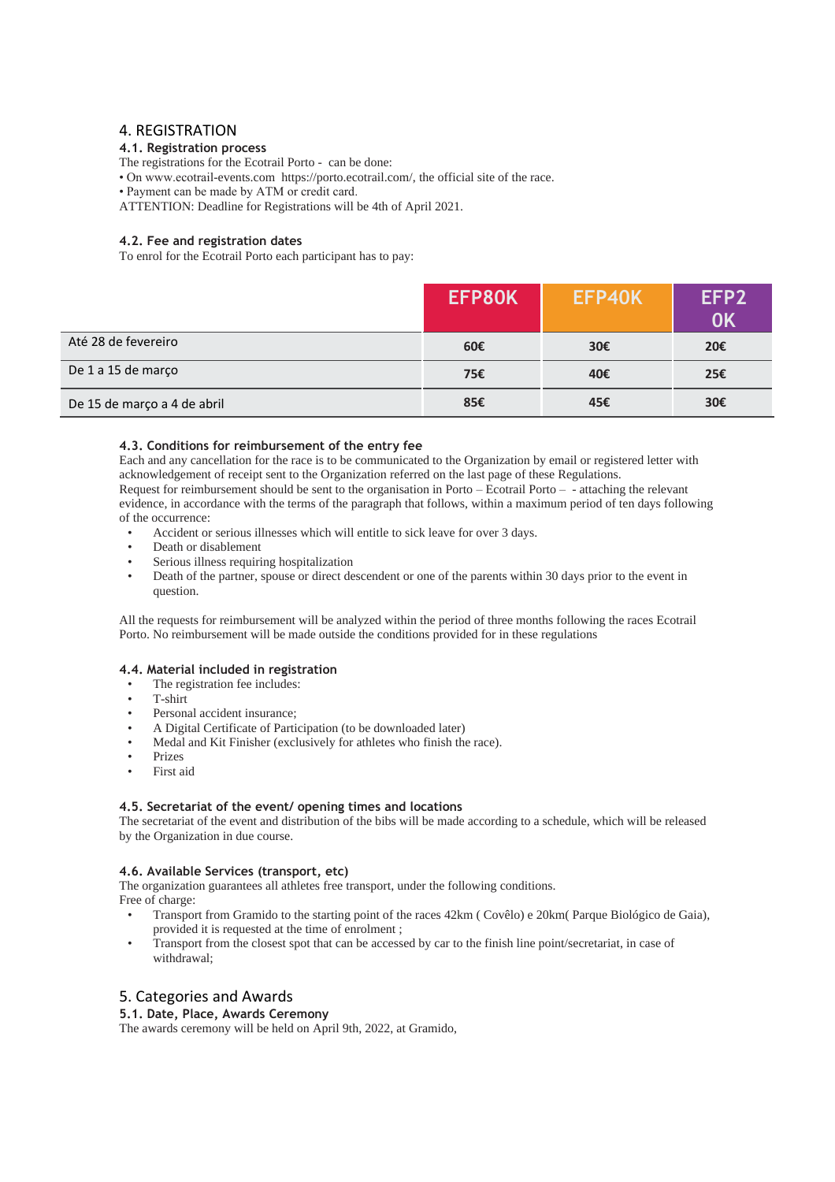## 4. REGISTRATION

### 4.1. Registration process

The registrations for the Ecotrail Porto - can be done:

• On www.ecotrail-events.com https://porto.ecotrail.com/, the official site of the race.

• Payment can be made by ATM or credit card.

ATTENTION: Deadline for Registrations will be 4th of April 2021.

### 4.2. Fee and registration dates

To enrol for the Ecotrail Porto each participant has to pay:

| | EFP80K | EFP40K | EFP20K |
|---|---|---|---|
| Até 28 de fevereiro | 60€ | 30€ | 20€ |
| De 1 a 15 de março | 75€ | 40€ | 25€ |
| De 15 de março a 4 de abril | 85€ | 45€ | 30€ |

### 4.3. Conditions for reimbursement of the entry fee

Each and any cancellation for the race is to be communicated to the Organization by email or registered letter with acknowledgement of receipt sent to the Organization referred on the last page of these Regulations.

Request for reimbursement should be sent to the organisation in Porto – Ecotrail Porto – - attaching the relevant evidence, in accordance with the terms of the paragraph that follows, within a maximum period of ten days following of the occurrence:

- Accident or serious illnesses which will entitle to sick leave for over 3 days.
- Death or disablement
- Serious illness requiring hospitalization
- Death of the partner, spouse or direct descendent or one of the parents within 30 days prior to the event in question.

All the requests for reimbursement will be analyzed within the period of three months following the races Ecotrail Porto. No reimbursement will be made outside the conditions provided for in these regulations

### 4.4. Material included in registration

- The registration fee includes:
- T-shirt
- Personal accident insurance;
- A Digital Certificate of Participation (to be downloaded later)
- Medal and Kit Finisher (exclusively for athletes who finish the race).
- Prizes
- First aid

### 4.5. Secretariat of the event/ opening times and locations

The secretariat of the event and distribution of the bibs will be made according to a schedule, which will be released by the Organization in due course.

### 4.6. Available Services (transport, etc)

The organization guarantees all athletes free transport, under the following conditions.

Free of charge:

- Transport from Gramido to the starting point of the races 42km ( Covêlo) e 20km( Parque Biológico de Gaia), provided it is requested at the time of enrolment ;
- Transport from the closest spot that can be accessed by car to the finish line point/secretariat, in case of withdrawal;

## 5. Categories and Awards

### 5.1. Date, Place, Awards Ceremony

The awards ceremony will be held on April 9th, 2022, at Gramido,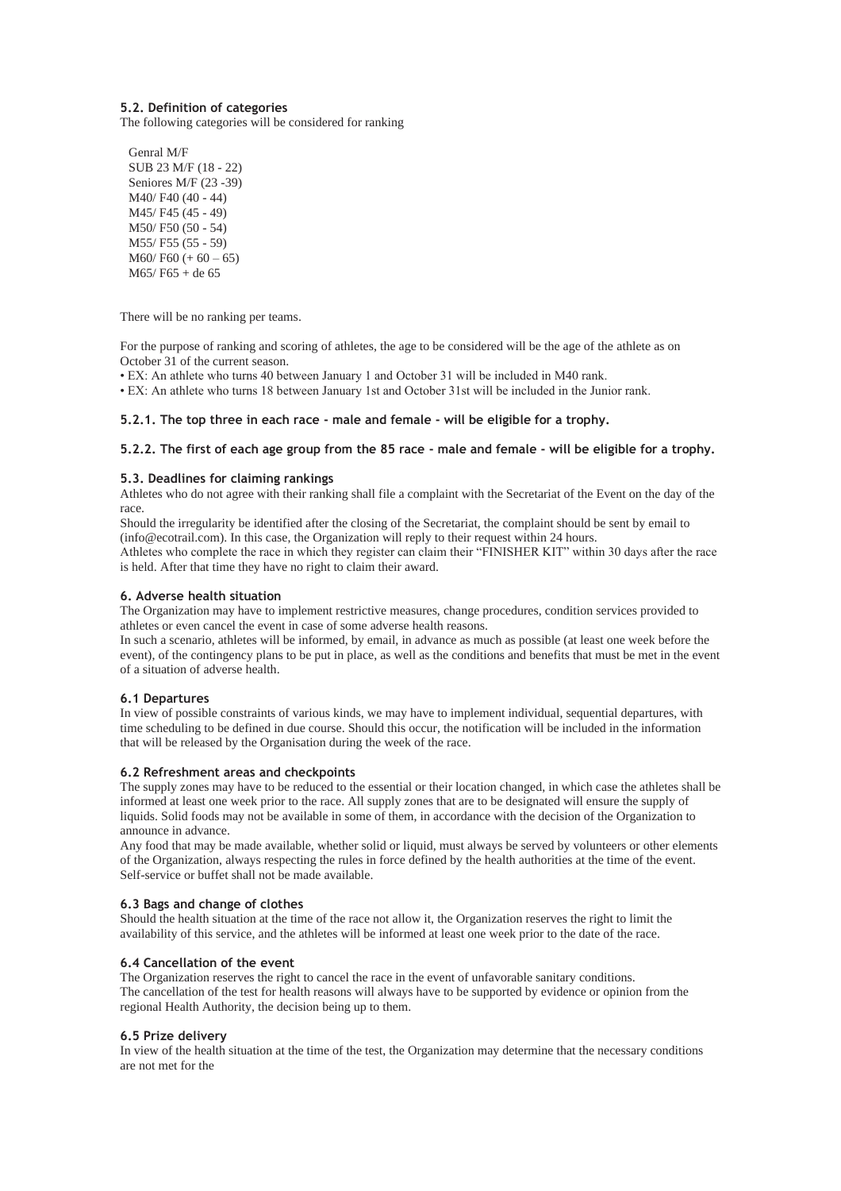### 5.2. Definition of categories

The following categories will be considered for ranking

Genral M/F
SUB 23 M/F (18 - 22)
Seniores M/F (23 -39)
M40/ F40 (40 - 44)
M45/ F45 (45 - 49)
M50/ F50 (50 - 54)
M55/ F55 (55 - 59)
M60/ F60 (+ 60 – 65)
M65/ F65 + de 65

There will be no ranking per teams.

For the purpose of ranking and scoring of athletes, the age to be considered will be the age of the athlete as on October 31 of the current season.

• EX: An athlete who turns 40 between January 1 and October 31 will be included in M40 rank.
• EX: An athlete who turns 18 between January 1st and October 31st will be included in the Junior rank.

#### 5.2.1. The top three in each race - male and female - will be eligible for a trophy.

#### 5.2.2. The first of each age group from the 85 race - male and female - will be eligible for a trophy.

### 5.3. Deadlines for claiming rankings

Athletes who do not agree with their ranking shall file a complaint with the Secretariat of the Event on the day of the race.

Should the irregularity be identified after the closing of the Secretariat, the complaint should be sent by email to (info@ecotrail.com). In this case, the Organization will reply to their request within 24 hours.

Athletes who complete the race in which they register can claim their "FINISHER KIT" within 30 days after the race is held. After that time they have no right to claim their award.

## 6. Adverse health situation

The Organization may have to implement restrictive measures, change procedures, condition services provided to athletes or even cancel the event in case of some adverse health reasons.

In such a scenario, athletes will be informed, by email, in advance as much as possible (at least one week before the event), of the contingency plans to be put in place, as well as the conditions and benefits that must be met in the event of a situation of adverse health.

### 6.1 Departures

In view of possible constraints of various kinds, we may have to implement individual, sequential departures, with time scheduling to be defined in due course. Should this occur, the notification will be included in the information that will be released by the Organisation during the week of the race.

### 6.2 Refreshment areas and checkpoints

The supply zones may have to be reduced to the essential or their location changed, in which case the athletes shall be informed at least one week prior to the race. All supply zones that are to be designated will ensure the supply of liquids. Solid foods may not be available in some of them, in accordance with the decision of the Organization to announce in advance.

Any food that may be made available, whether solid or liquid, must always be served by volunteers or other elements of the Organization, always respecting the rules in force defined by the health authorities at the time of the event. Self-service or buffet shall not be made available.

### 6.3 Bags and change of clothes

Should the health situation at the time of the race not allow it, the Organization reserves the right to limit the availability of this service, and the athletes will be informed at least one week prior to the date of the race.

### 6.4 Cancellation of the event

The Organization reserves the right to cancel the race in the event of unfavorable sanitary conditions.
The cancellation of the test for health reasons will always have to be supported by evidence or opinion from the regional Health Authority, the decision being up to them.

### 6.5 Prize delivery

In view of the health situation at the time of the test, the Organization may determine that the necessary conditions are not met for the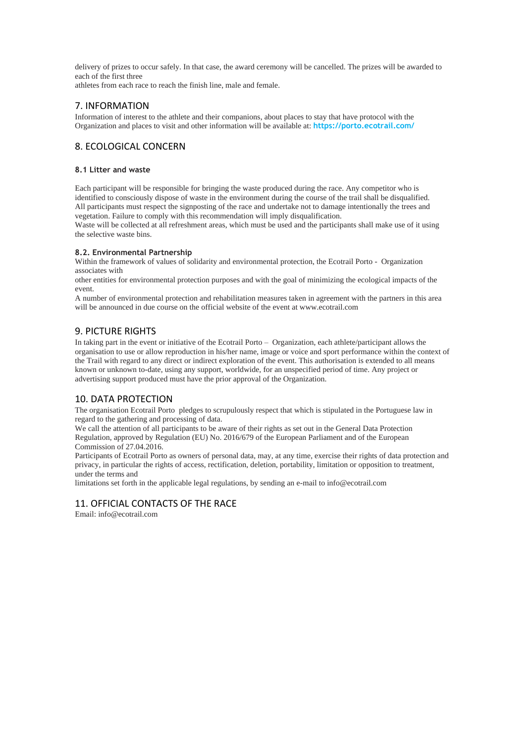delivery of prizes to occur safely. In that case, the award ceremony will be cancelled. The prizes will be awarded to each of the first three
athletes from each race to reach the finish line, male and female.

## 7. INFORMATION

Information of interest to the athlete and their companions, about places to stay that have protocol with the Organization and places to visit and other information will be available at: **https://porto.ecotrail.com/**

## 8. ECOLOGICAL CONCERN

### 8.1 Litter and waste

Each participant will be responsible for bringing the waste produced during the race. Any competitor who is identified to consciously dispose of waste in the environment during the course of the trail shall be disqualified. All participants must respect the signposting of the race and undertake not to damage intentionally the trees and vegetation. Failure to comply with this recommendation will imply disqualification.
Waste will be collected at all refreshment areas, which must be used and the participants shall make use of it using the selective waste bins.

### 8.2. Environmental Partnership

Within the framework of values of solidarity and environmental protection, the Ecotrail Porto - Organization associates with
other entities for environmental protection purposes and with the goal of minimizing the ecological impacts of the event.
A number of environmental protection and rehabilitation measures taken in agreement with the partners in this area will be announced in due course on the official website of the event at www.ecotrail.com

## 9. PICTURE RIGHTS

In taking part in the event or initiative of the Ecotrail Porto – Organization, each athlete/participant allows the organisation to use or allow reproduction in his/her name, image or voice and sport performance within the context of the Trail with regard to any direct or indirect exploration of the event. This authorisation is extended to all means known or unknown to-date, using any support, worldwide, for an unspecified period of time. Any project or advertising support produced must have the prior approval of the Organization.

## 10. DATA PROTECTION

The organisation Ecotrail Porto pledges to scrupulously respect that which is stipulated in the Portuguese law in regard to the gathering and processing of data.
We call the attention of all participants to be aware of their rights as set out in the General Data Protection Regulation, approved by Regulation (EU) No. 2016/679 of the European Parliament and of the European Commission of 27.04.2016.
Participants of Ecotrail Porto as owners of personal data, may, at any time, exercise their rights of data protection and privacy, in particular the rights of access, rectification, deletion, portability, limitation or opposition to treatment, under the terms and
limitations set forth in the applicable legal regulations, by sending an e-mail to info@ecotrail.com

## 11. OFFICIAL CONTACTS OF THE RACE

Email: info@ecotrail.com